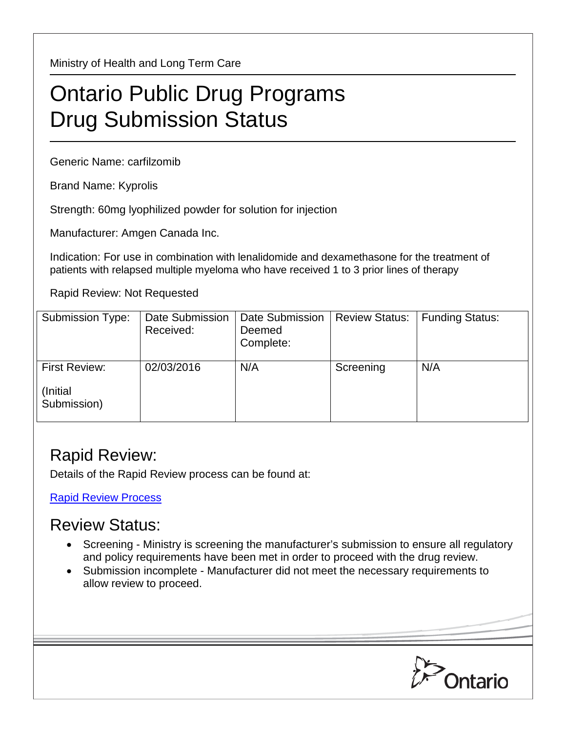Ministry of Health and Long Term Care

# Ontario Public Drug Programs Drug Submission Status

Generic Name: carfilzomib

Brand Name: Kyprolis

Strength: 60mg lyophilized powder for solution for injection

Manufacturer: Amgen Canada Inc.

Indication: For use in combination with lenalidomide and dexamethasone for the treatment of patients with relapsed multiple myeloma who have received 1 to 3 prior lines of therapy

Rapid Review: Not Requested

| Submission Type: | Date Submission Received: | Date Submission Deemed Complete: | Review Status: | Funding Status: |
|---|---|---|---|---|
| First Review: (Initial Submission) | 02/03/2016 | N/A | Screening | N/A |

## Rapid Review:

Details of the Rapid Review process can be found at:

[Rapid Review Process]

## Review Status:

- Screening - Ministry is screening the manufacturer's submission to ensure all regulatory and policy requirements have been met in order to proceed with the drug review.
- Submission incomplete - Manufacturer did not meet the necessary requirements to allow review to proceed.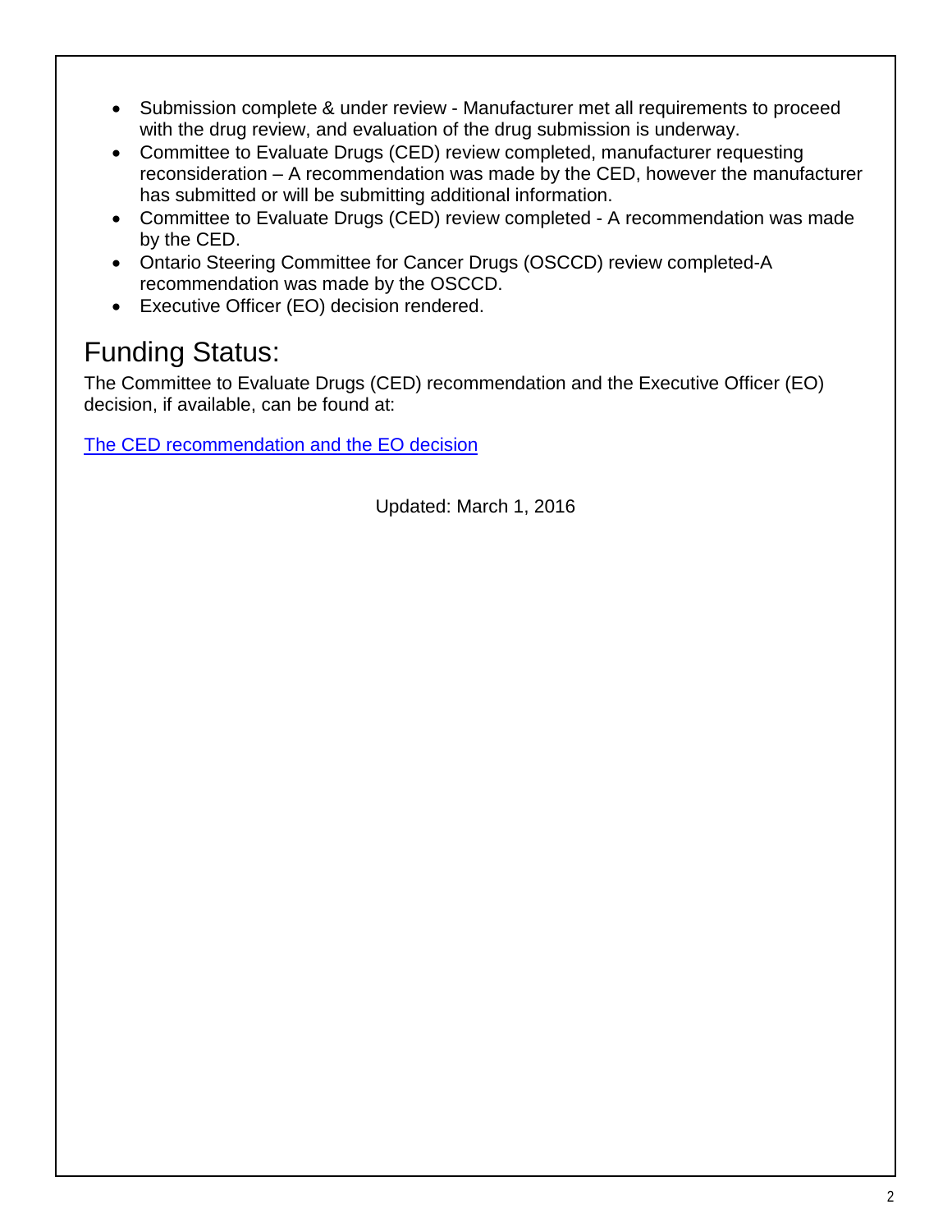- Submission complete & under review - Manufacturer met all requirements to proceed with the drug review, and evaluation of the drug submission is underway.
- Committee to Evaluate Drugs (CED) review completed, manufacturer requesting reconsideration – A recommendation was made by the CED, however the manufacturer has submitted or will be submitting additional information.
- Committee to Evaluate Drugs (CED) review completed - A recommendation was made by the CED.
- Ontario Steering Committee for Cancer Drugs (OSCCD) review completed-A recommendation was made by the OSCCD.
- Executive Officer (EO) decision rendered.

## Funding Status:

The Committee to Evaluate Drugs (CED) recommendation and the Executive Officer (EO) decision, if available, can be found at:

The CED recommendation and the EO decision

Updated: March 1, 2016